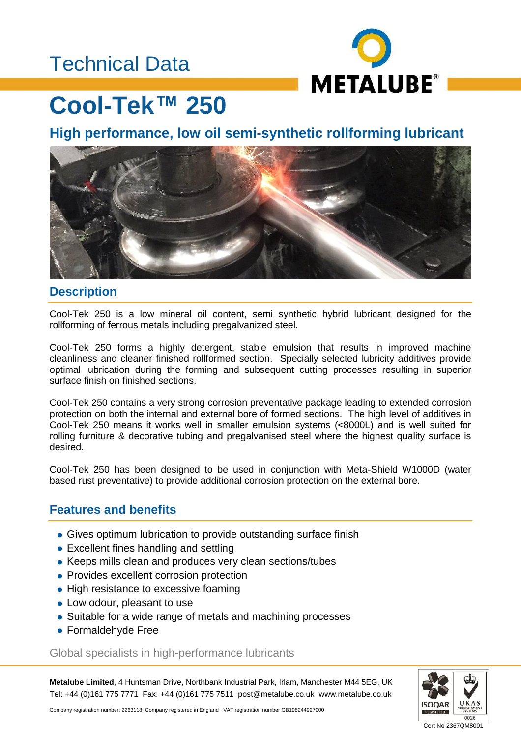Technical Data

METALUBE®

# Cool-Tek™ 250

## High performance, low oil semi-synthetic rollforming lubricant

### Description

Cool-Tek 250 is a low mineral oil content, semi synthetic hybrid lubricant designed for the rollforming of ferrous metals including pregalvanized steel.

Cool-Tek 250 forms a highly detergent, stable emulsion that results in improved machine cleanliness and cleaner finished rollformed section. Specially selected lubricity additives provide optimal lubrication during the forming and subsequent cutting processes resulting in superior surface finish on finished sections.

Cool-Tek 250 contains a very strong corrosion preventative package leading to extended corrosion protection on both the internal and external bore of formed sections. The high level of additives in Cool-Tek 250 means it works well in smaller emulsion systems (<8000L) and is well suited for rolling furniture & decorative tubing and pregalvanised steel where the highest quality surface is desired.

Cool-Tek 250 has been designed to be used in conjunction with Meta-Shield W1000D (water based rust preventative) to provide additional corrosion protection on the external bore.

### Features and benefits

- Gives optimum lubrication to provide outstanding surface finish
- Excellent fines handling and settling
- Keeps mills clean and produces very clean sections/tubes
- Provides excellent corrosion protection
- High resistance to excessive foaming
- Low odour, pleasant to use
- Suitable for a wide range of metals and machining processes
- Formaldehyde Free

Global specialists in high-performance lubricants

**Metalube Limited**, 4 Huntsman Drive, Northbank Industrial Park, Irlam, Manchester M44 5EG, UK
Tel: +44 (0)161 775 7771 Fax: +44 (0)161 775 7511 post@metalube.co.uk www.metalube.co.uk

Company registration number: 2263118; Company registered in England VAT registration number GB108244927000

Cert No 2367QM8001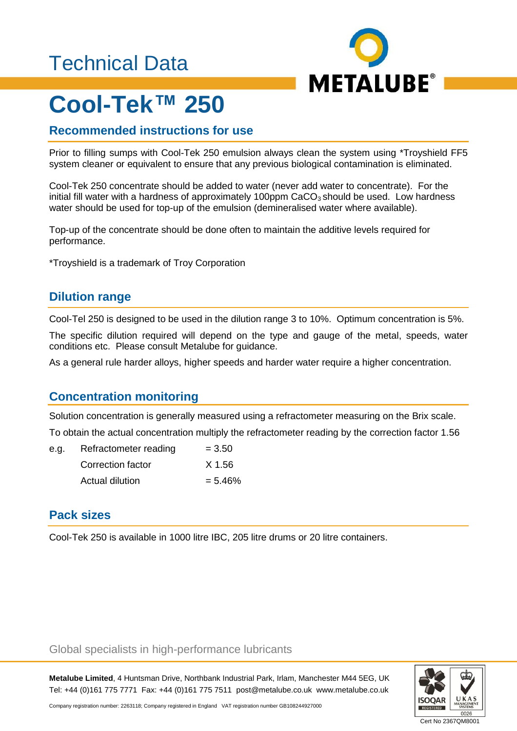Technical Data

# Cool-Tek™ 250

## Recommended instructions for use

Prior to filling sumps with Cool-Tek 250 emulsion always clean the system using *Troyshield FF5 system cleaner or equivalent to ensure that any previous biological contamination is eliminated.

Cool-Tek 250 concentrate should be added to water (never add water to concentrate). For the initial fill water with a hardness of approximately 100ppm $CaCO_3$ should be used. Low hardness water should be used for top-up of the emulsion (demineralised water where available).

Top-up of the concentrate should be done often to maintain the additive levels required for performance.

*Troyshield is a trademark of Troy Corporation

## Dilution range

Cool-Tel 250 is designed to be used in the dilution range 3 to 10%. Optimum concentration is 5%.

The specific dilution required will depend on the type and gauge of the metal, speeds, water conditions etc. Please consult Metalube for guidance.

As a general rule harder alloys, higher speeds and harder water require a higher concentration.

## Concentration monitoring

Solution concentration is generally measured using a refractometer measuring on the Brix scale.

To obtain the actual concentration multiply the refractometer reading by the correction factor 1.56

| e.g. | Refractometer reading | = 3.50 |
|---|---|---|
| | Correction factor | X 1.56 |
| | Actual dilution | = 5.46% |

## Pack sizes

Cool-Tek 250 is available in 1000 litre IBC, 205 litre drums or 20 litre containers.

Global specialists in high-performance lubricants

**Metalube Limited**, 4 Huntsman Drive, Northbank Industrial Park, Irlam, Manchester M44 5EG, UK
Tel: +44 (0)161 775 7771 Fax: +44 (0)161 775 7511 post@metalube.co.uk www.metalube.co.uk

Company registration number: 2263118; Company registered in England VAT registration number GB108244927000

Cert No 2367QM8001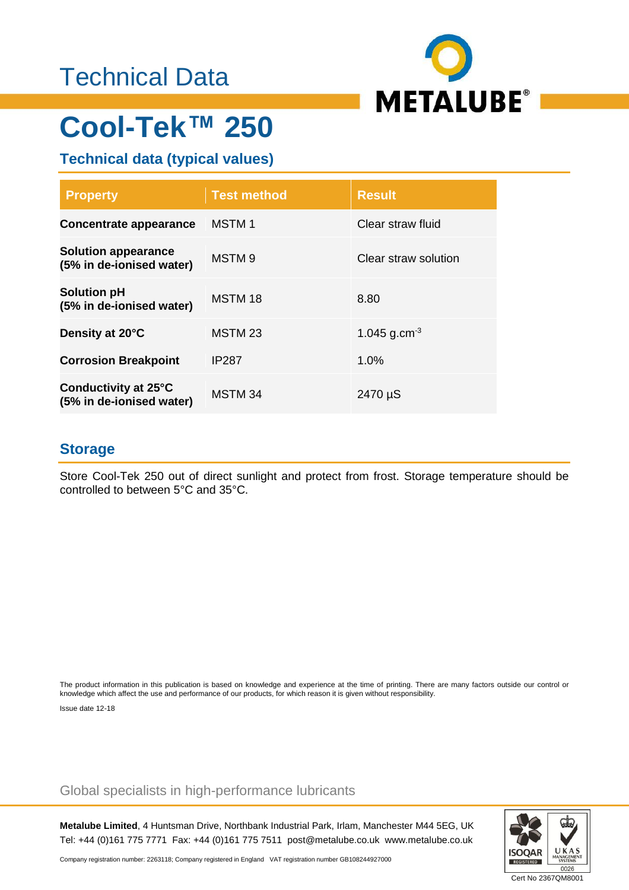# Technical Data

# Cool-Tek™ 250

## Technical data (typical values)

| Property | Test method | Result |
|---|---|---|
| **Concentrate appearance** | MSTM 1 | Clear straw fluid |
| **Solution appearance (5% in de-ionised water)** | MSTM 9 | Clear straw solution |
| **Solution pH (5% in de-ionised water)** | MSTM 18 | 8.80 |
| **Density at 20°C** | MSTM 23 | 1.045 $g.cm^{-3}$ |
| **Corrosion Breakpoint** | IP287 | 1.0% |
| **Conductivity at 25°C (5% in de-ionised water)** | MSTM 34 | 2470 µS |

## Storage

Store Cool-Tek 250 out of direct sunlight and protect from frost. Storage temperature should be controlled to between 5°C and 35°C.

The product information in this publication is based on knowledge and experience at the time of printing. There are many factors outside our control or knowledge which affect the use and performance of our products, for which reason it is given without responsibility.

Issue date 12-18

Global specialists in high-performance lubricants

**Metalube Limited**, 4 Huntsman Drive, Northbank Industrial Park, Irlam, Manchester M44 5EG, UK
Tel: +44 (0)161 775 7771 Fax: +44 (0)161 775 7511 post@metalube.co.uk www.metalube.co.uk

Company registration number: 2263118; Company registered in England VAT registration number GB108244927000

Cert No 2367QM8001